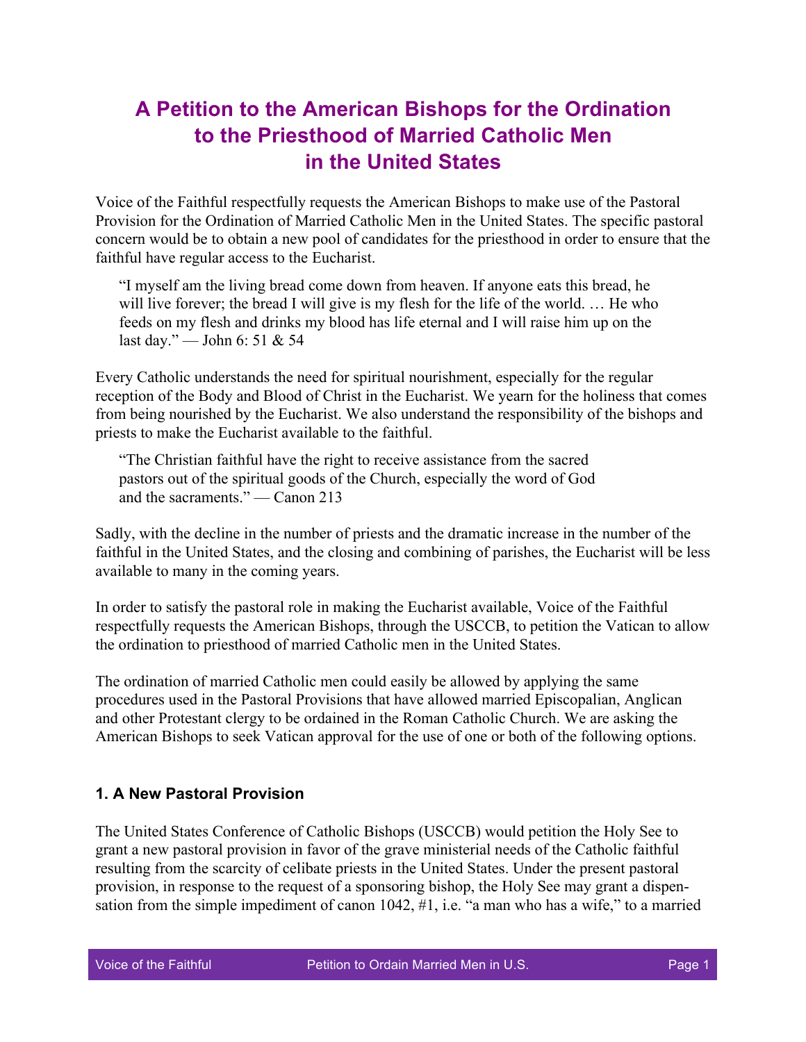# A Petition to the American Bishops for the Ordination to the Priesthood of Married Catholic Men in the United States

Voice of the Faithful respectfully requests the American Bishops to make use of the Pastoral Provision for the Ordination of Married Catholic Men in the United States. The specific pastoral concern would be to obtain a new pool of candidates for the priesthood in order to ensure that the faithful have regular access to the Eucharist.

> "I myself am the living bread come down from heaven. If anyone eats this bread, he will live forever; the bread I will give is my flesh for the life of the world. … He who feeds on my flesh and drinks my blood has life eternal and I will raise him up on the last day." — John 6: 51 & 54

Every Catholic understands the need for spiritual nourishment, especially for the regular reception of the Body and Blood of Christ in the Eucharist. We yearn for the holiness that comes from being nourished by the Eucharist. We also understand the responsibility of the bishops and priests to make the Eucharist available to the faithful.

> "The Christian faithful have the right to receive assistance from the sacred pastors out of the spiritual goods of the Church, especially the word of God and the sacraments." — Canon 213

Sadly, with the decline in the number of priests and the dramatic increase in the number of the faithful in the United States, and the closing and combining of parishes, the Eucharist will be less available to many in the coming years.

In order to satisfy the pastoral role in making the Eucharist available, Voice of the Faithful respectfully requests the American Bishops, through the USCCB, to petition the Vatican to allow the ordination to priesthood of married Catholic men in the United States.

The ordination of married Catholic men could easily be allowed by applying the same procedures used in the Pastoral Provisions that have allowed married Episcopalian, Anglican and other Protestant clergy to be ordained in the Roman Catholic Church. We are asking the American Bishops to seek Vatican approval for the use of one or both of the following options.

### 1. A New Pastoral Provision

The United States Conference of Catholic Bishops (USCCB) would petition the Holy See to grant a new pastoral provision in favor of the grave ministerial needs of the Catholic faithful resulting from the scarcity of celibate priests in the United States. Under the present pastoral provision, in response to the request of a sponsoring bishop, the Holy See may grant a dispensation from the simple impediment of canon 1042, #1, i.e. "a man who has a wife," to a married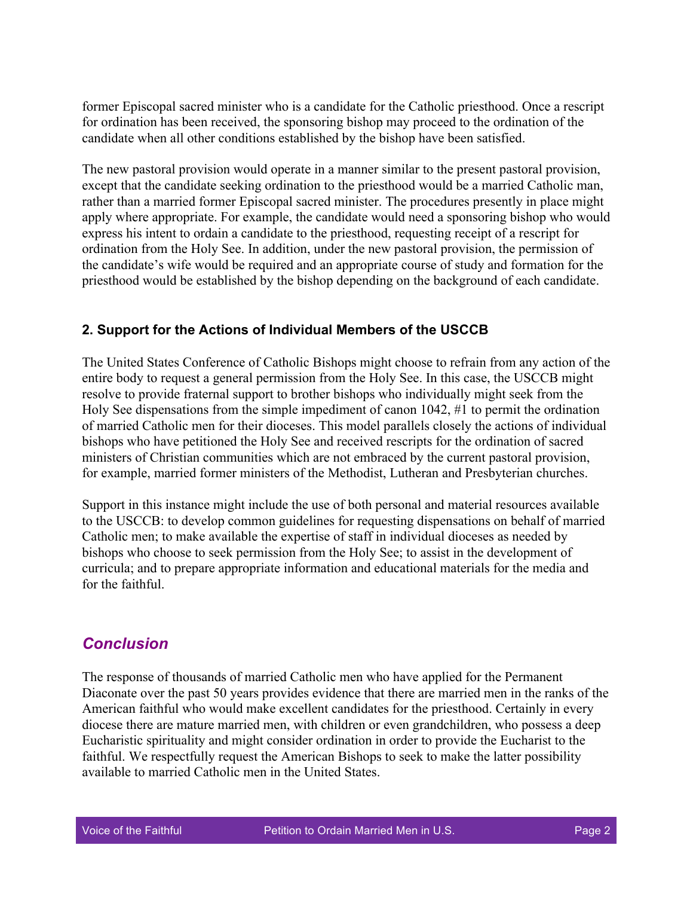former Episcopal sacred minister who is a candidate for the Catholic priesthood. Once a rescript for ordination has been received, the sponsoring bishop may proceed to the ordination of the candidate when all other conditions established by the bishop have been satisfied.

The new pastoral provision would operate in a manner similar to the present pastoral provision, except that the candidate seeking ordination to the priesthood would be a married Catholic man, rather than a married former Episcopal sacred minister. The procedures presently in place might apply where appropriate. For example, the candidate would need a sponsoring bishop who would express his intent to ordain a candidate to the priesthood, requesting receipt of a rescript for ordination from the Holy See. In addition, under the new pastoral provision, the permission of the candidate's wife would be required and an appropriate course of study and formation for the priesthood would be established by the bishop depending on the background of each candidate.

### 2. Support for the Actions of Individual Members of the USCCB

The United States Conference of Catholic Bishops might choose to refrain from any action of the entire body to request a general permission from the Holy See. In this case, the USCCB might resolve to provide fraternal support to brother bishops who individually might seek from the Holy See dispensations from the simple impediment of canon 1042, #1 to permit the ordination of married Catholic men for their dioceses. This model parallels closely the actions of individual bishops who have petitioned the Holy See and received rescripts for the ordination of sacred ministers of Christian communities which are not embraced by the current pastoral provision, for example, married former ministers of the Methodist, Lutheran and Presbyterian churches.

Support in this instance might include the use of both personal and material resources available to the USCCB: to develop common guidelines for requesting dispensations on behalf of married Catholic men; to make available the expertise of staff in individual dioceses as needed by bishops who choose to seek permission from the Holy See; to assist in the development of curricula; and to prepare appropriate information and educational materials for the media and for the faithful.

## *Conclusion*

The response of thousands of married Catholic men who have applied for the Permanent Diaconate over the past 50 years provides evidence that there are married men in the ranks of the American faithful who would make excellent candidates for the priesthood. Certainly in every diocese there are mature married men, with children or even grandchildren, who possess a deep Eucharistic spirituality and might consider ordination in order to provide the Eucharist to the faithful. We respectfully request the American Bishops to seek to make the latter possibility available to married Catholic men in the United States.